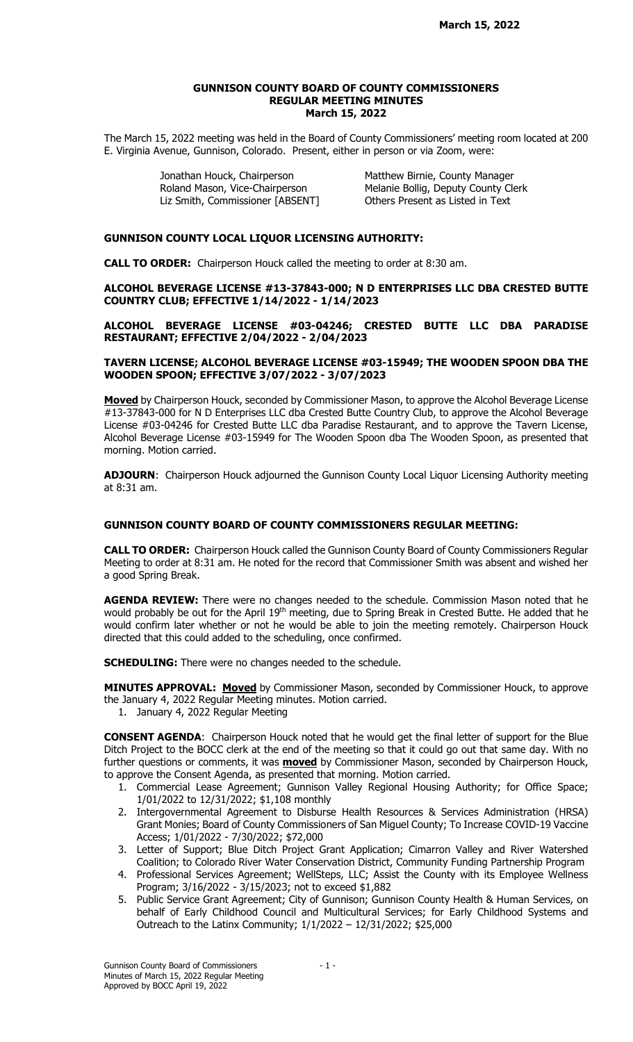# GUNNISON COUNTY BOARD OF COUNTY COMMISSIONERS
## REGULAR MEETING MINUTES
## March 15, 2022

The March 15, 2022 meeting was held in the Board of County Commissioners' meeting room located at 200 E. Virginia Avenue, Gunnison, Colorado. Present, either in person or via Zoom, were:

| | |
|---|---|
| Jonathan Houck, Chairperson | Matthew Birnie, County Manager |
| Roland Mason, Vice-Chairperson | Melanie Bollig, Deputy County Clerk |
| Liz Smith, Commissioner [ABSENT] | Others Present as Listed in Text |

**GUNNISON COUNTY LOCAL LIQUOR LICENSING AUTHORITY:**

**CALL TO ORDER:** Chairperson Houck called the meeting to order at 8:30 am.

**ALCOHOL BEVERAGE LICENSE #13-37843-000; N D ENTERPRISES LLC DBA CRESTED BUTTE COUNTRY CLUB; EFFECTIVE 1/14/2022 - 1/14/2023**

**ALCOHOL BEVERAGE LICENSE #03-04246; CRESTED BUTTE LLC DBA PARADISE RESTAURANT; EFFECTIVE 2/04/2022 - 2/04/2023**

**TAVERN LICENSE; ALCOHOL BEVERAGE LICENSE #03-15949; THE WOODEN SPOON DBA THE WOODEN SPOON; EFFECTIVE 3/07/2022 - 3/07/2023**

**Moved** by Chairperson Houck, seconded by Commissioner Mason, to approve the Alcohol Beverage License #13-37843-000 for N D Enterprises LLC dba Crested Butte Country Club, to approve the Alcohol Beverage License #03-04246 for Crested Butte LLC dba Paradise Restaurant, and to approve the Tavern License, Alcohol Beverage License #03-15949 for The Wooden Spoon dba The Wooden Spoon, as presented that morning. Motion carried.

**ADJOURN**: Chairperson Houck adjourned the Gunnison County Local Liquor Licensing Authority meeting at 8:31 am.

**GUNNISON COUNTY BOARD OF COUNTY COMMISSIONERS REGULAR MEETING:**

**CALL TO ORDER:** Chairperson Houck called the Gunnison County Board of County Commissioners Regular Meeting to order at 8:31 am. He noted for the record that Commissioner Smith was absent and wished her a good Spring Break.

**AGENDA REVIEW:** There were no changes needed to the schedule. Commission Mason noted that he would probably be out for the April 19th meeting, due to Spring Break in Crested Butte. He added that he would confirm later whether or not he would be able to join the meeting remotely. Chairperson Houck directed that this could added to the scheduling, once confirmed.

**SCHEDULING:** There were no changes needed to the schedule.

**MINUTES APPROVAL: Moved** by Commissioner Mason, seconded by Commissioner Houck, to approve the January 4, 2022 Regular Meeting minutes. Motion carried.

1. January 4, 2022 Regular Meeting

**CONSENT AGENDA**: Chairperson Houck noted that he would get the final letter of support for the Blue Ditch Project to the BOCC clerk at the end of the meeting so that it could go out that same day. With no further questions or comments, it was **moved** by Commissioner Mason, seconded by Chairperson Houck, to approve the Consent Agenda, as presented that morning. Motion carried.

1. Commercial Lease Agreement; Gunnison Valley Regional Housing Authority; for Office Space; 1/01/2022 to 12/31/2022; $1,108 monthly
2. Intergovernmental Agreement to Disburse Health Resources & Services Administration (HRSA) Grant Monies; Board of County Commissioners of San Miguel County; To Increase COVID-19 Vaccine Access; 1/01/2022 - 7/30/2022; $72,000
3. Letter of Support; Blue Ditch Project Grant Application; Cimarron Valley and River Watershed Coalition; to Colorado River Water Conservation District, Community Funding Partnership Program
4. Professional Services Agreement; WellSteps, LLC; Assist the County with its Employee Wellness Program; 3/16/2022 - 3/15/2023; not to exceed $1,882
5. Public Service Grant Agreement; City of Gunnison; Gunnison County Health & Human Services, on behalf of Early Childhood Council and Multicultural Services; for Early Childhood Systems and Outreach to the Latinx Community; 1/1/2022 – 12/31/2022; $25,000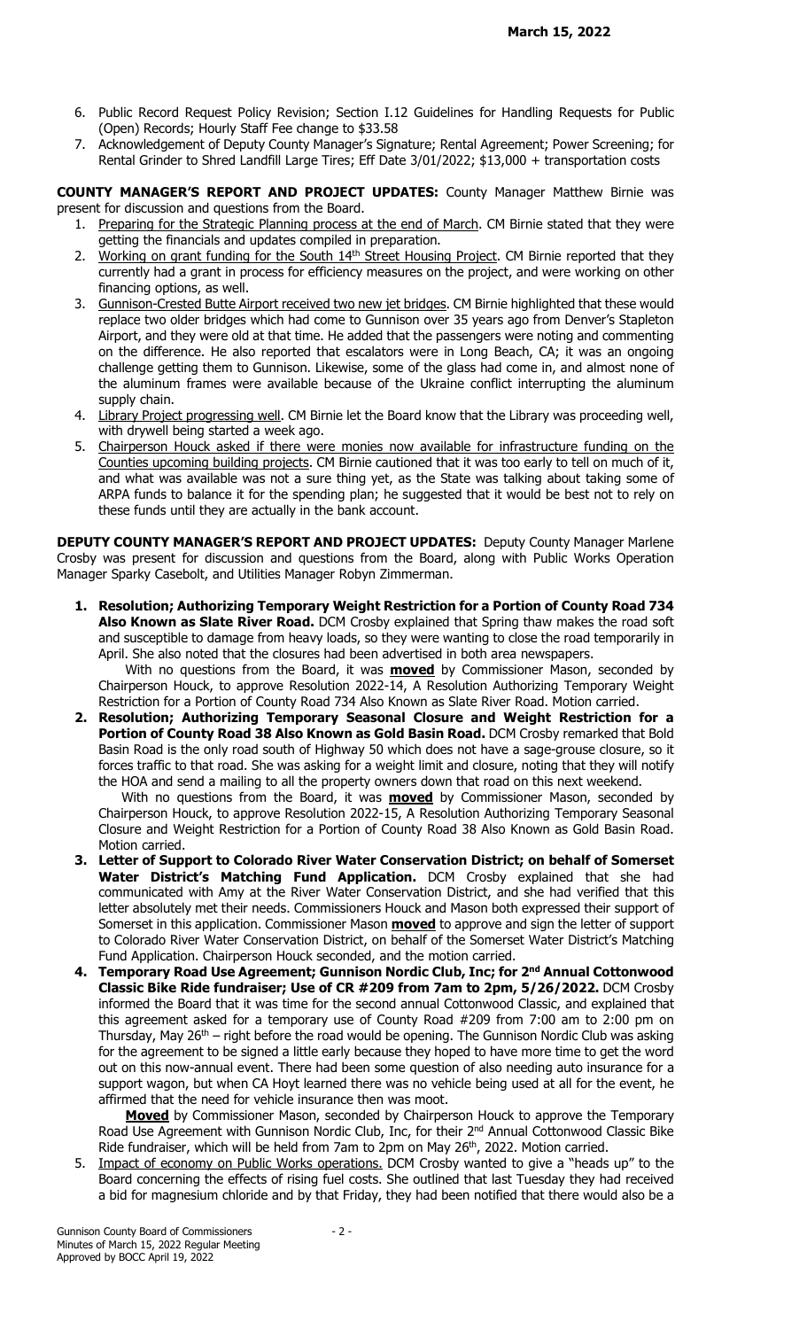6. Public Record Request Policy Revision; Section I.12 Guidelines for Handling Requests for Public (Open) Records; Hourly Staff Fee change to $33.58
7. Acknowledgement of Deputy County Manager's Signature; Rental Agreement; Power Screening; for Rental Grinder to Shred Landfill Large Tires; Eff Date 3/01/2022; $13,000 + transportation costs

**COUNTY MANAGER'S REPORT AND PROJECT UPDATES:** County Manager Matthew Birnie was present for discussion and questions from the Board.

1. Preparing for the Strategic Planning process at the end of March. CM Birnie stated that they were getting the financials and updates compiled in preparation.
2. Working on grant funding for the South 14th Street Housing Project. CM Birnie reported that they currently had a grant in process for efficiency measures on the project, and were working on other financing options, as well.
3. Gunnison-Crested Butte Airport received two new jet bridges. CM Birnie highlighted that these would replace two older bridges which had come to Gunnison over 35 years ago from Denver's Stapleton Airport, and they were old at that time. He added that the passengers were noting and commenting on the difference. He also reported that escalators were in Long Beach, CA; it was an ongoing challenge getting them to Gunnison. Likewise, some of the glass had come in, and almost none of the aluminum frames were available because of the Ukraine conflict interrupting the aluminum supply chain.
4. Library Project progressing well. CM Birnie let the Board know that the Library was proceeding well, with drywell being started a week ago.
5. Chairperson Houck asked if there were monies now available for infrastructure funding on the Counties upcoming building projects. CM Birnie cautioned that it was too early to tell on much of it, and what was available was not a sure thing yet, as the State was talking about taking some of ARPA funds to balance it for the spending plan; he suggested that it would be best not to rely on these funds until they are actually in the bank account.

**DEPUTY COUNTY MANAGER'S REPORT AND PROJECT UPDATES:** Deputy County Manager Marlene Crosby was present for discussion and questions from the Board, along with Public Works Operation Manager Sparky Casebolt, and Utilities Manager Robyn Zimmerman.

1. **Resolution; Authorizing Temporary Weight Restriction for a Portion of County Road 734 Also Known as Slate River Road.** DCM Crosby explained that Spring thaw makes the road soft and susceptible to damage from heavy loads, so they were wanting to close the road temporarily in April. She also noted that the closures had been advertised in both area newspapers.

   With no questions from the Board, it was **moved** by Commissioner Mason, seconded by Chairperson Houck, to approve Resolution 2022-14, A Resolution Authorizing Temporary Weight Restriction for a Portion of County Road 734 Also Known as Slate River Road. Motion carried.

2. **Resolution; Authorizing Temporary Seasonal Closure and Weight Restriction for a Portion of County Road 38 Also Known as Gold Basin Road.** DCM Crosby remarked that Bold Basin Road is the only road south of Highway 50 which does not have a sage-grouse closure, so it forces traffic to that road. She was asking for a weight limit and closure, noting that they will notify the HOA and send a mailing to all the property owners down that road on this next weekend.

   With no questions from the Board, it was **moved** by Commissioner Mason, seconded by Chairperson Houck, to approve Resolution 2022-15, A Resolution Authorizing Temporary Seasonal Closure and Weight Restriction for a Portion of County Road 38 Also Known as Gold Basin Road. Motion carried.

3. **Letter of Support to Colorado River Water Conservation District; on behalf of Somerset Water District's Matching Fund Application.** DCM Crosby explained that she had communicated with Amy at the River Water Conservation District, and she had verified that this letter absolutely met their needs. Commissioners Houck and Mason both expressed their support of Somerset in this application. Commissioner Mason **moved** to approve and sign the letter of support to Colorado River Water Conservation District, on behalf of the Somerset Water District's Matching Fund Application. Chairperson Houck seconded, and the motion carried.

4. **Temporary Road Use Agreement; Gunnison Nordic Club, Inc; for 2nd Annual Cottonwood Classic Bike Ride fundraiser; Use of CR #209 from 7am to 2pm, 5/26/2022.** DCM Crosby informed the Board that it was time for the second annual Cottonwood Classic, and explained that this agreement asked for a temporary use of County Road #209 from 7:00 am to 2:00 pm on Thursday, May 26th – right before the road would be opening. The Gunnison Nordic Club was asking for the agreement to be signed a little early because they hoped to have more time to get the word out on this now-annual event. There had been some question of also needing auto insurance for a support wagon, but when CA Hoyt learned there was no vehicle being used at all for the event, he affirmed that the need for vehicle insurance then was moot.

   **Moved** by Commissioner Mason, seconded by Chairperson Houck to approve the Temporary Road Use Agreement with Gunnison Nordic Club, Inc, for their 2nd Annual Cottonwood Classic Bike Ride fundraiser, which will be held from 7am to 2pm on May 26th, 2022. Motion carried.

5. Impact of economy on Public Works operations. DCM Crosby wanted to give a "heads up" to the Board concerning the effects of rising fuel costs. She outlined that last Tuesday they had received a bid for magnesium chloride and by that Friday, they had been notified that there would also be a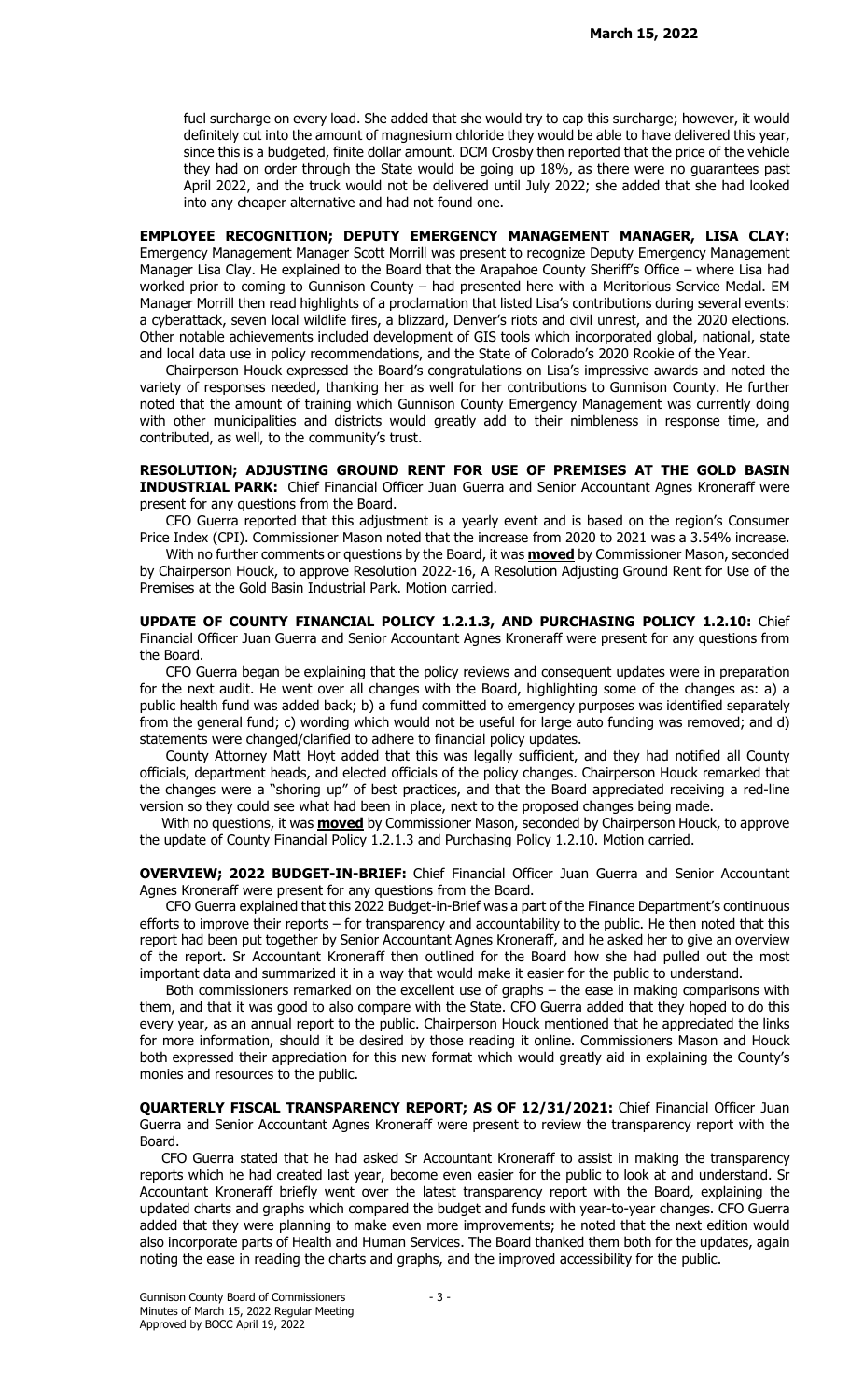fuel surcharge on every load. She added that she would try to cap this surcharge; however, it would definitely cut into the amount of magnesium chloride they would be able to have delivered this year, since this is a budgeted, finite dollar amount. DCM Crosby then reported that the price of the vehicle they had on order through the State would be going up 18%, as there were no guarantees past April 2022, and the truck would not be delivered until July 2022; she added that she had looked into any cheaper alternative and had not found one.

**EMPLOYEE RECOGNITION; DEPUTY EMERGENCY MANAGEMENT MANAGER, LISA CLAY:** Emergency Management Manager Scott Morrill was present to recognize Deputy Emergency Management Manager Lisa Clay. He explained to the Board that the Arapahoe County Sheriff's Office – where Lisa had worked prior to coming to Gunnison County – had presented here with a Meritorious Service Medal. EM Manager Morrill then read highlights of a proclamation that listed Lisa's contributions during several events: a cyberattack, seven local wildlife fires, a blizzard, Denver's riots and civil unrest, and the 2020 elections. Other notable achievements included development of GIS tools which incorporated global, national, state and local data use in policy recommendations, and the State of Colorado's 2020 Rookie of the Year.

Chairperson Houck expressed the Board's congratulations on Lisa's impressive awards and noted the variety of responses needed, thanking her as well for her contributions to Gunnison County. He further noted that the amount of training which Gunnison County Emergency Management was currently doing with other municipalities and districts would greatly add to their nimbleness in response time, and contributed, as well, to the community's trust.

**RESOLUTION; ADJUSTING GROUND RENT FOR USE OF PREMISES AT THE GOLD BASIN INDUSTRIAL PARK:** Chief Financial Officer Juan Guerra and Senior Accountant Agnes Kroneraff were present for any questions from the Board.

CFO Guerra reported that this adjustment is a yearly event and is based on the region's Consumer Price Index (CPI). Commissioner Mason noted that the increase from 2020 to 2021 was a 3.54% increase.

With no further comments or questions by the Board, it was **moved** by Commissioner Mason, seconded by Chairperson Houck, to approve Resolution 2022-16, A Resolution Adjusting Ground Rent for Use of the Premises at the Gold Basin Industrial Park. Motion carried.

**UPDATE OF COUNTY FINANCIAL POLICY 1.2.1.3, AND PURCHASING POLICY 1.2.10:** Chief Financial Officer Juan Guerra and Senior Accountant Agnes Kroneraff were present for any questions from the Board.

CFO Guerra began be explaining that the policy reviews and consequent updates were in preparation for the next audit. He went over all changes with the Board, highlighting some of the changes as: a) a public health fund was added back; b) a fund committed to emergency purposes was identified separately from the general fund; c) wording which would not be useful for large auto funding was removed; and d) statements were changed/clarified to adhere to financial policy updates.

County Attorney Matt Hoyt added that this was legally sufficient, and they had notified all County officials, department heads, and elected officials of the policy changes. Chairperson Houck remarked that the changes were a "shoring up" of best practices, and that the Board appreciated receiving a red-line version so they could see what had been in place, next to the proposed changes being made.

With no questions, it was **moved** by Commissioner Mason, seconded by Chairperson Houck, to approve the update of County Financial Policy 1.2.1.3 and Purchasing Policy 1.2.10. Motion carried.

**OVERVIEW; 2022 BUDGET-IN-BRIEF:** Chief Financial Officer Juan Guerra and Senior Accountant Agnes Kroneraff were present for any questions from the Board.

CFO Guerra explained that this 2022 Budget-in-Brief was a part of the Finance Department's continuous efforts to improve their reports – for transparency and accountability to the public. He then noted that this report had been put together by Senior Accountant Agnes Kroneraff, and he asked her to give an overview of the report. Sr Accountant Kroneraff then outlined for the Board how she had pulled out the most important data and summarized it in a way that would make it easier for the public to understand.

Both commissioners remarked on the excellent use of graphs – the ease in making comparisons with them, and that it was good to also compare with the State. CFO Guerra added that they hoped to do this every year, as an annual report to the public. Chairperson Houck mentioned that he appreciated the links for more information, should it be desired by those reading it online. Commissioners Mason and Houck both expressed their appreciation for this new format which would greatly aid in explaining the County's monies and resources to the public.

**QUARTERLY FISCAL TRANSPARENCY REPORT; AS OF 12/31/2021:** Chief Financial Officer Juan Guerra and Senior Accountant Agnes Kroneraff were present to review the transparency report with the Board.

CFO Guerra stated that he had asked Sr Accountant Kroneraff to assist in making the transparency reports which he had created last year, become even easier for the public to look at and understand. Sr Accountant Kroneraff briefly went over the latest transparency report with the Board, explaining the updated charts and graphs which compared the budget and funds with year-to-year changes. CFO Guerra added that they were planning to make even more improvements; he noted that the next edition would also incorporate parts of Health and Human Services. The Board thanked them both for the updates, again noting the ease in reading the charts and graphs, and the improved accessibility for the public.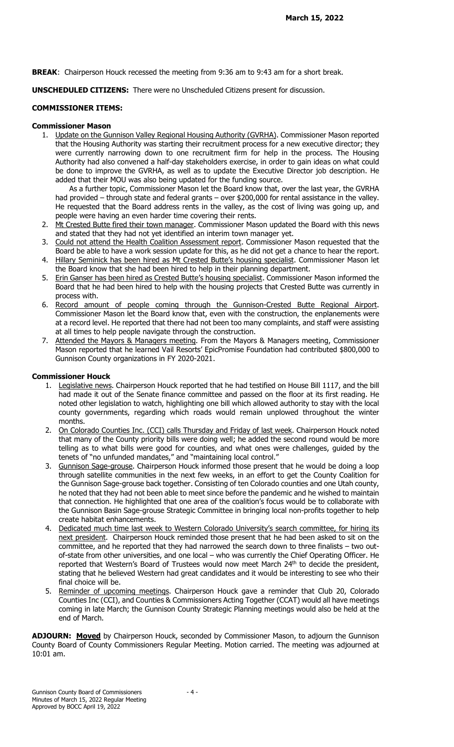**BREAK**: Chairperson Houck recessed the meeting from 9:36 am to 9:43 am for a short break.

**UNSCHEDULED CITIZENS:** There were no Unscheduled Citizens present for discussion.

**COMMISSIONER ITEMS:**

**Commissioner Mason**

1. Update on the Gunnison Valley Regional Housing Authority (GVRHA). Commissioner Mason reported that the Housing Authority was starting their recruitment process for a new executive director; they were currently narrowing down to one recruitment firm for help in the process. The Housing Authority had also convened a half-day stakeholders exercise, in order to gain ideas on what could be done to improve the GVRHA, as well as to update the Executive Director job description. He added that their MOU was also being updated for the funding source.

   As a further topic, Commissioner Mason let the Board know that, over the last year, the GVRHA had provided – through state and federal grants – over $200,000 for rental assistance in the valley. He requested that the Board address rents in the valley, as the cost of living was going up, and people were having an even harder time covering their rents.
2. Mt Crested Butte fired their town manager. Commissioner Mason updated the Board with this news and stated that they had not yet identified an interim town manager yet.
3. Could not attend the Health Coalition Assessment report. Commissioner Mason requested that the Board be able to have a work session update for this, as he did not get a chance to hear the report.
4. Hillary Seminick has been hired as Mt Crested Butte's housing specialist. Commissioner Mason let the Board know that she had been hired to help in their planning department.
5. Erin Ganser has been hired as Crested Butte's housing specialist. Commissioner Mason informed the Board that he had been hired to help with the housing projects that Crested Butte was currently in process with.
6. Record amount of people coming through the Gunnison-Crested Butte Regional Airport. Commissioner Mason let the Board know that, even with the construction, the enplanements were at a record level. He reported that there had not been too many complaints, and staff were assisting at all times to help people navigate through the construction.
7. Attended the Mayors & Managers meeting. From the Mayors & Managers meeting, Commissioner Mason reported that he learned Vail Resorts' EpicPromise Foundation had contributed $800,000 to Gunnison County organizations in FY 2020-2021.

**Commissioner Houck**

1. Legislative news. Chairperson Houck reported that he had testified on House Bill 1117, and the bill had made it out of the Senate finance committee and passed on the floor at its first reading. He noted other legislation to watch, highlighting one bill which allowed authority to stay with the local county governments, regarding which roads would remain unplowed throughout the winter months.
2. On Colorado Counties Inc. (CCI) calls Thursday and Friday of last week. Chairperson Houck noted that many of the County priority bills were doing well; he added the second round would be more telling as to what bills were good for counties, and what ones were challenges, guided by the tenets of "no unfunded mandates," and "maintaining local control."
3. Gunnison Sage-grouse. Chairperson Houck informed those present that he would be doing a loop through satellite communities in the next few weeks, in an effort to get the County Coalition for the Gunnison Sage-grouse back together. Consisting of ten Colorado counties and one Utah county, he noted that they had not been able to meet since before the pandemic and he wished to maintain that connection. He highlighted that one area of the coalition's focus would be to collaborate with the Gunnison Basin Sage-grouse Strategic Committee in bringing local non-profits together to help create habitat enhancements.
4. Dedicated much time last week to Western Colorado University's search committee, for hiring its next president. Chairperson Houck reminded those present that he had been asked to sit on the committee, and he reported that they had narrowed the search down to three finalists – two out-of-state from other universities, and one local – who was currently the Chief Operating Officer. He reported that Western's Board of Trustees would now meet March 24th to decide the president, stating that he believed Western had great candidates and it would be interesting to see who their final choice will be.
5. Reminder of upcoming meetings. Chairperson Houck gave a reminder that Club 20, Colorado Counties Inc (CCI), and Counties & Commissioners Acting Together (CCAT) would all have meetings coming in late March; the Gunnison County Strategic Planning meetings would also be held at the end of March.

**ADJOURN:** **Moved** by Chairperson Houck, seconded by Commissioner Mason, to adjourn the Gunnison County Board of County Commissioners Regular Meeting. Motion carried. The meeting was adjourned at 10:01 am.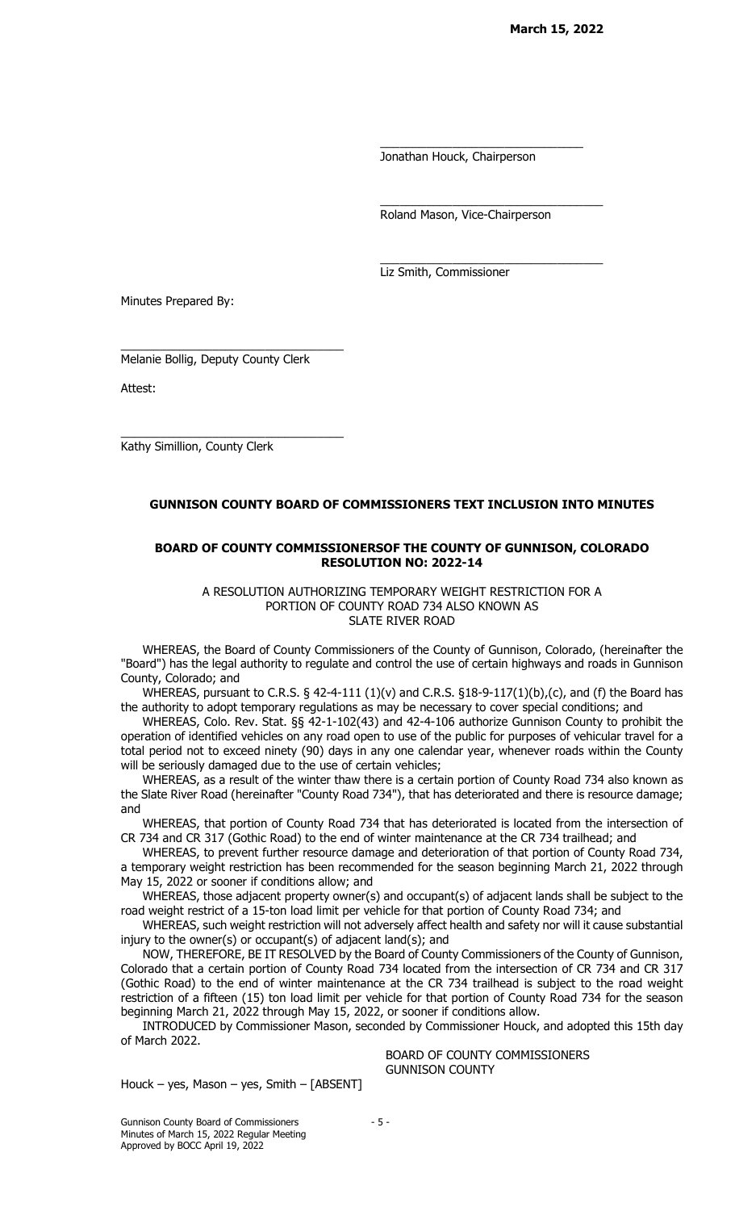\_\_\_\_\_\_\_\_\_\_\_\_\_\_\_\_\_\_\_\_\_\_\_\_\_\_\_\_\_\_\_\_
Jonathan Houck, Chairperson

\_\_\_\_\_\_\_\_\_\_\_\_\_\_\_\_\_\_\_\_\_\_\_\_\_\_\_\_\_\_\_\_
Roland Mason, Vice-Chairperson

\_\_\_\_\_\_\_\_\_\_\_\_\_\_\_\_\_\_\_\_\_\_\_\_\_\_\_\_\_\_\_\_
Liz Smith, Commissioner

Minutes Prepared By:

\_\_\_\_\_\_\_\_\_\_\_\_\_\_\_\_\_\_\_\_\_\_\_\_\_\_\_\_\_\_\_\_
Melanie Bollig, Deputy County Clerk

Attest:

\_\_\_\_\_\_\_\_\_\_\_\_\_\_\_\_\_\_\_\_\_\_\_\_\_\_\_\_\_\_\_\_
Kathy Simillion, County Clerk

## GUNNISON COUNTY BOARD OF COMMISSIONERS TEXT INCLUSION INTO MINUTES

### BOARD OF COUNTY COMMISSIONERSOF THE COUNTY OF GUNNISON, COLORADO RESOLUTION NO: 2022-14

A RESOLUTION AUTHORIZING TEMPORARY WEIGHT RESTRICTION FOR A PORTION OF COUNTY ROAD 734 ALSO KNOWN AS SLATE RIVER ROAD

WHEREAS, the Board of County Commissioners of the County of Gunnison, Colorado, (hereinafter the "Board") has the legal authority to regulate and control the use of certain highways and roads in Gunnison County, Colorado; and

WHEREAS, pursuant to C.R.S. § 42-4-111 (1)(v) and C.R.S. §18-9-117(1)(b),(c), and (f) the Board has the authority to adopt temporary regulations as may be necessary to cover special conditions; and

WHEREAS, Colo. Rev. Stat. §§ 42-1-102(43) and 42-4-106 authorize Gunnison County to prohibit the operation of identified vehicles on any road open to use of the public for purposes of vehicular travel for a total period not to exceed ninety (90) days in any one calendar year, whenever roads within the County will be seriously damaged due to the use of certain vehicles;

WHEREAS, as a result of the winter thaw there is a certain portion of County Road 734 also known as the Slate River Road (hereinafter "County Road 734"), that has deteriorated and there is resource damage; and

WHEREAS, that portion of County Road 734 that has deteriorated is located from the intersection of CR 734 and CR 317 (Gothic Road) to the end of winter maintenance at the CR 734 trailhead; and

WHEREAS, to prevent further resource damage and deterioration of that portion of County Road 734, a temporary weight restriction has been recommended for the season beginning March 21, 2022 through May 15, 2022 or sooner if conditions allow; and

WHEREAS, those adjacent property owner(s) and occupant(s) of adjacent lands shall be subject to the road weight restrict of a 15-ton load limit per vehicle for that portion of County Road 734; and

WHEREAS, such weight restriction will not adversely affect health and safety nor will it cause substantial injury to the owner(s) or occupant(s) of adjacent land(s); and

NOW, THEREFORE, BE IT RESOLVED by the Board of County Commissioners of the County of Gunnison, Colorado that a certain portion of County Road 734 located from the intersection of CR 734 and CR 317 (Gothic Road) to the end of winter maintenance at the CR 734 trailhead is subject to the road weight restriction of a fifteen (15) ton load limit per vehicle for that portion of County Road 734 for the season beginning March 21, 2022 through May 15, 2022, or sooner if conditions allow.

INTRODUCED by Commissioner Mason, seconded by Commissioner Houck, and adopted this 15th day of March 2022.

BOARD OF COUNTY COMMISSIONERS
GUNNISON COUNTY

Houck – yes, Mason – yes, Smith – [ABSENT]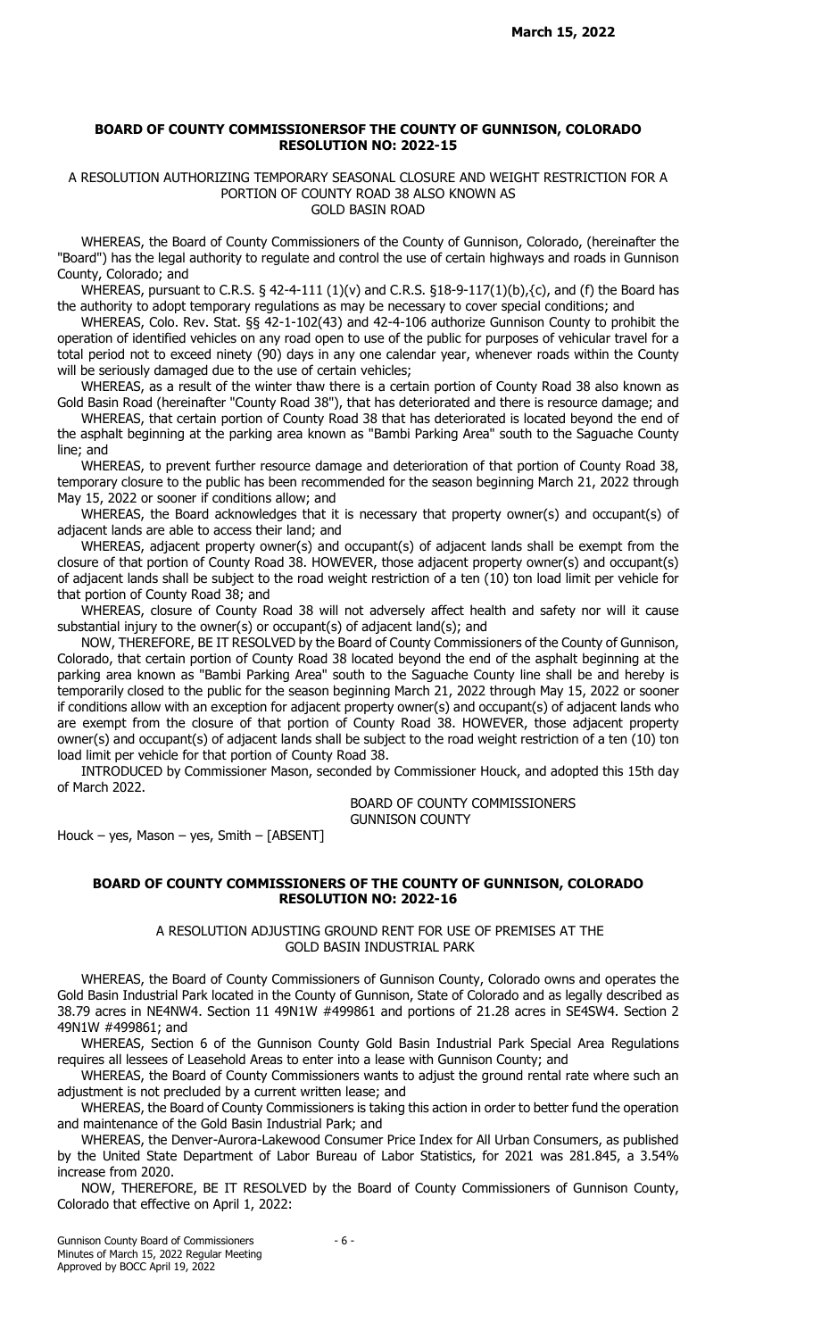## BOARD OF COUNTY COMMISSIONERSOF THE COUNTY OF GUNNISON, COLORADO RESOLUTION NO: 2022-15

A RESOLUTION AUTHORIZING TEMPORARY SEASONAL CLOSURE AND WEIGHT RESTRICTION FOR A PORTION OF COUNTY ROAD 38 ALSO KNOWN AS GOLD BASIN ROAD

WHEREAS, the Board of County Commissioners of the County of Gunnison, Colorado, (hereinafter the "Board") has the legal authority to regulate and control the use of certain highways and roads in Gunnison County, Colorado; and

WHEREAS, pursuant to C.R.S. § 42-4-111 (1)(v) and C.R.S. §18-9-117(1)(b),{c), and (f) the Board has the authority to adopt temporary regulations as may be necessary to cover special conditions; and

WHEREAS, Colo. Rev. Stat. §§ 42-1-102(43) and 42-4-106 authorize Gunnison County to prohibit the operation of identified vehicles on any road open to use of the public for purposes of vehicular travel for a total period not to exceed ninety (90) days in any one calendar year, whenever roads within the County will be seriously damaged due to the use of certain vehicles;

WHEREAS, as a result of the winter thaw there is a certain portion of County Road 38 also known as Gold Basin Road (hereinafter "County Road 38"), that has deteriorated and there is resource damage; and

WHEREAS, that certain portion of County Road 38 that has deteriorated is located beyond the end of the asphalt beginning at the parking area known as "Bambi Parking Area" south to the Saguache County line; and

WHEREAS, to prevent further resource damage and deterioration of that portion of County Road 38, temporary closure to the public has been recommended for the season beginning March 21, 2022 through May 15, 2022 or sooner if conditions allow; and

WHEREAS, the Board acknowledges that it is necessary that property owner(s) and occupant(s) of adjacent lands are able to access their land; and

WHEREAS, adjacent property owner(s) and occupant(s) of adjacent lands shall be exempt from the closure of that portion of County Road 38. HOWEVER, those adjacent property owner(s) and occupant(s) of adjacent lands shall be subject to the road weight restriction of a ten (10) ton load limit per vehicle for that portion of County Road 38; and

WHEREAS, closure of County Road 38 will not adversely affect health and safety nor will it cause substantial injury to the owner(s) or occupant(s) of adjacent land(s); and

NOW, THEREFORE, BE IT RESOLVED by the Board of County Commissioners of the County of Gunnison, Colorado, that certain portion of County Road 38 located beyond the end of the asphalt beginning at the parking area known as "Bambi Parking Area" south to the Saguache County line shall be and hereby is temporarily closed to the public for the season beginning March 21, 2022 through May 15, 2022 or sooner if conditions allow with an exception for adjacent property owner(s) and occupant(s) of adjacent lands who are exempt from the closure of that portion of County Road 38. HOWEVER, those adjacent property owner(s) and occupant(s) of adjacent lands shall be subject to the road weight restriction of a ten (10) ton load limit per vehicle for that portion of County Road 38.

INTRODUCED by Commissioner Mason, seconded by Commissioner Houck, and adopted this 15th day of March 2022.

BOARD OF COUNTY COMMISSIONERS
GUNNISON COUNTY

Houck – yes, Mason – yes, Smith – [ABSENT]

## BOARD OF COUNTY COMMISSIONERS OF THE COUNTY OF GUNNISON, COLORADO RESOLUTION NO: 2022-16

A RESOLUTION ADJUSTING GROUND RENT FOR USE OF PREMISES AT THE GOLD BASIN INDUSTRIAL PARK

WHEREAS, the Board of County Commissioners of Gunnison County, Colorado owns and operates the Gold Basin Industrial Park located in the County of Gunnison, State of Colorado and as legally described as 38.79 acres in NE4NW4. Section 11 49N1W #499861 and portions of 21.28 acres in SE4SW4. Section 2 49N1W #499861; and

WHEREAS, Section 6 of the Gunnison County Gold Basin Industrial Park Special Area Regulations requires all lessees of Leasehold Areas to enter into a lease with Gunnison County; and

WHEREAS, the Board of County Commissioners wants to adjust the ground rental rate where such an adjustment is not precluded by a current written lease; and

WHEREAS, the Board of County Commissioners is taking this action in order to better fund the operation and maintenance of the Gold Basin Industrial Park; and

WHEREAS, the Denver-Aurora-Lakewood Consumer Price Index for All Urban Consumers, as published by the United State Department of Labor Bureau of Labor Statistics, for 2021 was 281.845, a 3.54% increase from 2020.

NOW, THEREFORE, BE IT RESOLVED by the Board of County Commissioners of Gunnison County, Colorado that effective on April 1, 2022: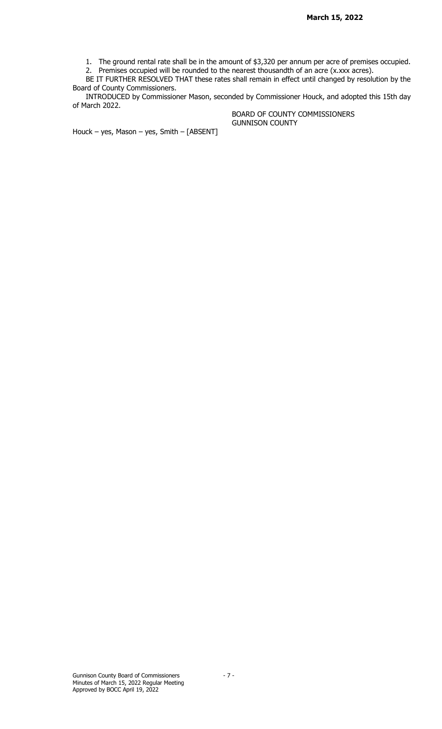1. The ground rental rate shall be in the amount of $3,320 per annum per acre of premises occupied.
2. Premises occupied will be rounded to the nearest thousandth of an acre (x.xxx acres).

BE IT FURTHER RESOLVED THAT these rates shall remain in effect until changed by resolution by the Board of County Commissioners.

INTRODUCED by Commissioner Mason, seconded by Commissioner Houck, and adopted this 15th day of March 2022.

BOARD OF COUNTY COMMISSIONERS
GUNNISON COUNTY

Houck – yes, Mason – yes, Smith – [ABSENT]